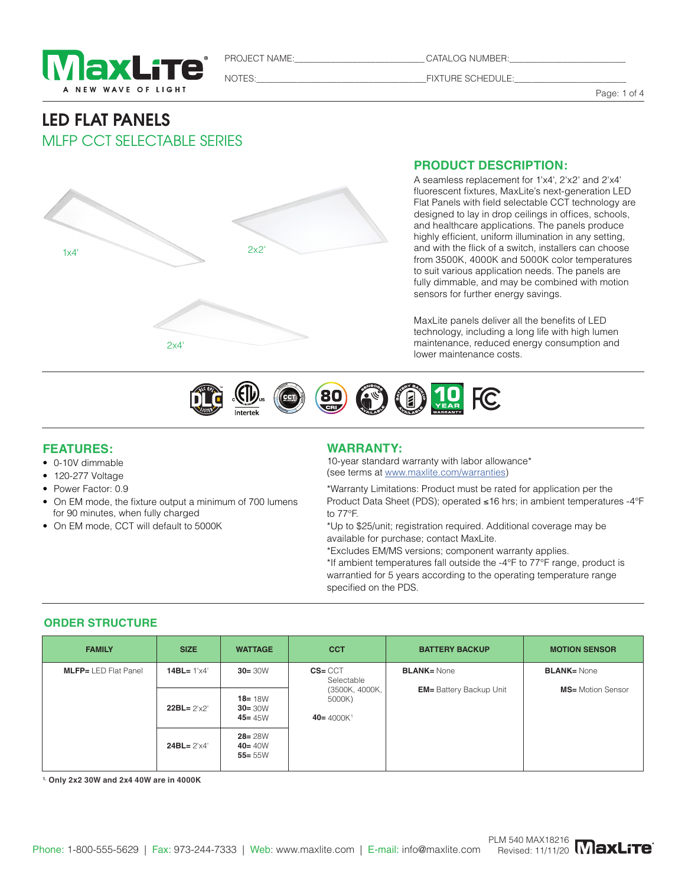PROJECT NAME:\_\_\_\_\_\_\_\_\_\_ CATALOG NUMBER:\_\_\_\_\_\_\_\_\_\_

NOTES:\_\_\_\_\_\_\_\_\_\_ FIXTURE SCHEDULE:\_\_\_\_\_\_\_\_\_\_

# LED FLAT PANELS

## MLFP CCT SELECTABLE SERIES

1x4'

2x2'

2x4'

## PRODUCT DESCRIPTION:

A seamless replacement for 1'x4', 2'x2' and 2'x4' fluorescent fixtures, MaxLite's next-generation LED Flat Panels with field selectable CCT technology are designed to lay in drop ceilings in offices, schools, and healthcare applications. The panels produce highly efficient, uniform illumination in any setting, and with the flick of a switch, installers can choose from 3500K, 4000K and 5000K color temperatures to suit various application needs. The panels are fully dimmable, and may be combined with motion sensors for further energy savings.

MaxLite panels deliver all the benefits of LED technology, including a long life with high lumen maintenance, reduced energy consumption and lower maintenance costs.

## FEATURES:

- 0-10V dimmable
- 120-277 Voltage
- Power Factor: 0.9
- On EM mode, the fixture output a minimum of 700 lumens for 90 minutes, when fully charged
- On EM mode, CCT will default to 5000K

## WARRANTY:

10-year standard warranty with labor allowance*
(see terms at www.maxlite.com/warranties)

*Warranty Limitations: Product must be rated for application per the Product Data Sheet (PDS); operated ≤16 hrs; in ambient temperatures -4°F to 77°F.
*Up to $25/unit; registration required. Additional coverage may be available for purchase; contact MaxLite.
*Excludes EM/MS versions; component warranty applies.
*If ambient temperatures fall outside the -4°F to 77°F range, product is warrantied for 5 years according to the operating temperature range specified on the PDS.

## ORDER STRUCTURE

| FAMILY | SIZE | WATTAGE | CCT | BATTERY BACKUP | MOTION SENSOR |
|---|---|---|---|---|---|
| **MLFP=** LED Flat Panel | **14BL=** 1'x4' | **30=** 30W | **CS=** CCT Selectable (3500K, 4000K, 5000K)<br>**40=** 4000K[1] | **BLANK=** None<br>**EM=** Battery Backup Unit | **BLANK=** None<br>**MS=** Motion Sensor |
| | **22BL=** 2'x2' | **18=** 18W<br>**30=** 30W<br>**45=** 45W | | | |
| | **24BL=** 2'x4' | **28=** 28W<br>**40=** 40W<br>**55=** 55W | | | |

[1] **Only 2x2 30W and 2x4 40W are in 4000K**

Phone: 1-800-555-5629 | Fax: 973-244-7333 | Web: www.maxlite.com | E-mail: info@maxlite.com

PLM 540 MAX18216
Revised: 11/11/20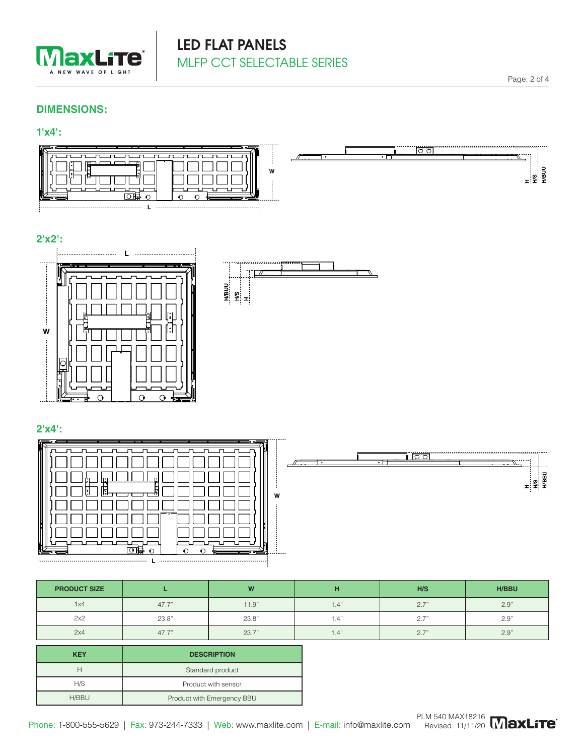## DIMENSIONS:

### 1'x4':

### 2'x2':

### 2'x4':

| PRODUCT SIZE | L | W | H | H/S | H/BBU |
|---|---|---|---|---|---|
| 1x4 | 47.7" | 11.9" | 1.4" | 2.7" | 2.9" |
| 2x2 | 23.8" | 23.8" | 1.4" | 2.7" | 2.9" |
| 2x4 | 47.7" | 23.7" | 1.4" | 2.7" | 2.9" |

| KEY | DESCRIPTION |
|---|---|
| H | Standard product |
| H/S | Product with sensor |
| H/BBU | Product with Emergency BBU |

Phone: 1-800-555-5629 | Fax: 973-244-7333 | Web: www.maxlite.com | E-mail: info@maxlite.com

PLM 540 MAX18216
Revised: 11/11/20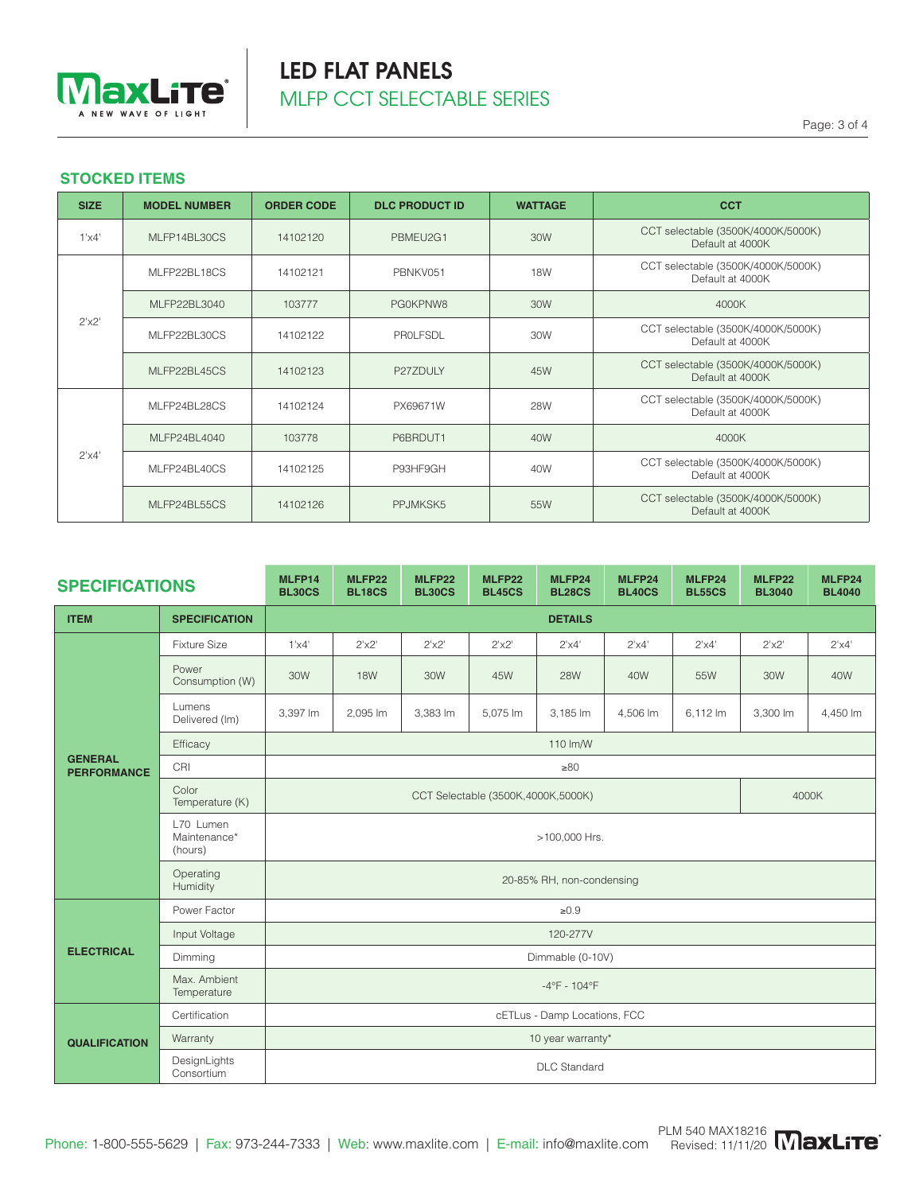# LED FLAT PANELS

## MLFP CCT SELECTABLE SERIES

### STOCKED ITEMS

| SIZE | MODEL NUMBER | ORDER CODE | DLC PRODUCT ID | WATTAGE | CCT |
|---|---|---|---|---|---|
| 1'x4' | MLFP14BL30CS | 14102120 | PBMEU2G1 | 30W | CCT selectable (3500K/4000K/5000K) Default at 4000K |
| 2'x2' | MLFP22BL18CS | 14102121 | PBNKV051 | 18W | CCT selectable (3500K/4000K/5000K) Default at 4000K |
| | MLFP22BL3040 | 103777 | PG0KPNW8 | 30W | 4000K |
| | MLFP22BL30CS | 14102122 | PROLFSDL | 30W | CCT selectable (3500K/4000K/5000K) Default at 4000K |
| | MLFP22BL45CS | 14102123 | P27ZDULY | 45W | CCT selectable (3500K/4000K/5000K) Default at 4000K |
| 2'x4' | MLFP24BL28CS | 14102124 | PX69671W | 28W | CCT selectable (3500K/4000K/5000K) Default at 4000K |
| | MLFP24BL4040 | 103778 | P6BRDUT1 | 40W | 4000K |
| | MLFP24BL40CS | 14102125 | P93HF9GH | 40W | CCT selectable (3500K/4000K/5000K) Default at 4000K |
| | MLFP24BL55CS | 14102126 | PPJMKSK5 | 55W | CCT selectable (3500K/4000K/5000K) Default at 4000K |

### SPECIFICATIONS

| ITEM | SPECIFICATION | MLFP14 BL30CS | MLFP22 BL18CS | MLFP22 BL30CS | MLFP22 BL45CS | MLFP24 BL28CS | MLFP24 BL40CS | MLFP24 BL55CS | MLFP22 BL3040 | MLFP24 BL4040 |
|---|---|---|---|---|---|---|---|---|---|---|
| | | DETAILS | | | | | | | | |
| GENERAL PERFORMANCE | Fixture Size | 1'x4' | 2'x2' | 2'x2' | 2'x2' | 2'x4' | 2'x4' | 2'x4' | 2'x2' | 2'x4' |
| | Power Consumption (W) | 30W | 18W | 30W | 45W | 28W | 40W | 55W | 30W | 40W |
| | Lumens Delivered (lm) | 3,397 lm | 2,095 lm | 3,383 lm | 5,075 lm | 3,185 lm | 4,506 lm | 6,112 lm | 3,300 lm | 4,450 lm |
| | Efficacy | 110 lm/W | | | | | | | | |
| | CRI | ≥80 | | | | | | | | |
| | Color Temperature (K) | CCT Selectable (3500K,4000K,5000K) | | | | | | | 4000K | |
| | L70 Lumen Maintenance* (hours) | >100,000 Hrs. | | | | | | | | |
| | Operating Humidity | 20-85% RH, non-condensing | | | | | | | | |
| ELECTRICAL | Power Factor | ≥0.9 | | | | | | | | |
| | Input Voltage | 120-277V | | | | | | | | |
| | Dimming | Dimmable (0-10V) | | | | | | | | |
| | Max. Ambient Temperature | -4°F - 104°F | | | | | | | | |
| QUALIFICATION | Certification | cETLus - Damp Locations, FCC | | | | | | | | |
| | Warranty | 10 year warranty* | | | | | | | | |
| | DesignLights Consortium | DLC Standard | | | | | | | | |

Phone: 1-800-555-5629 | Fax: 973-244-7333 | Web: www.maxlite.com | E-mail: info@maxlite.com

PLM 540 MAX18216
Revised: 11/11/20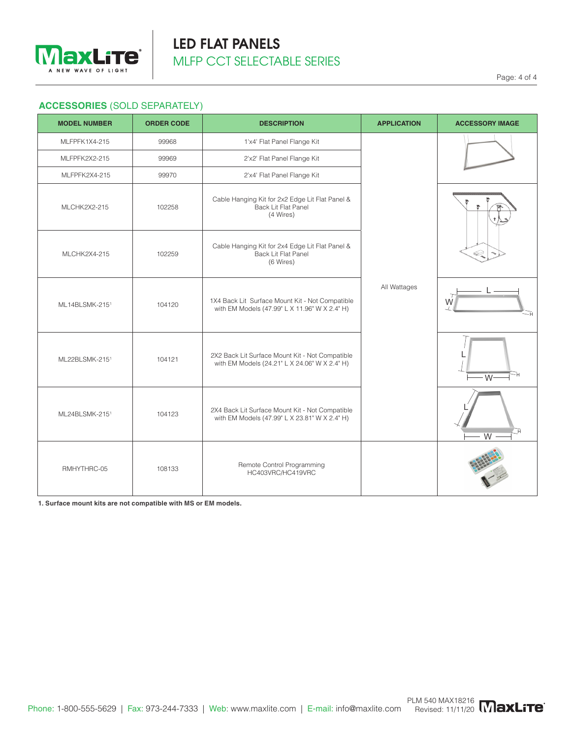## ACCESSORIES (SOLD SEPARATELY)

| MODEL NUMBER | ORDER CODE | DESCRIPTION | APPLICATION | ACCESSORY IMAGE |
|---|---|---|---|---|
| MLFPFK1X4-215 | 99968 | 1'x4' Flat Panel Flange Kit | All Wattages | |
| MLFPFK2X2-215 | 99969 | 2'x2' Flat Panel Flange Kit | | |
| MLFPFK2X4-215 | 99970 | 2'x4' Flat Panel Flange Kit | | |
| MLCHK2X2-215 | 102258 | Cable Hanging Kit for 2x2 Edge Lit Flat Panel & Back Lit Flat Panel (4 Wires) | | |
| MLCHK2X4-215 | 102259 | Cable Hanging Kit for 2x4 Edge Lit Flat Panel & Back Lit Flat Panel (6 Wires) | | |
| ML14BLSMK-215[1] | 104120 | 1X4 Back Lit Surface Mount Kit - Not Compatible with EM Models (47.99" L X 11.96" W X 2.4" H) | | |
| ML22BLSMK-215[1] | 104121 | 2X2 Back Lit Surface Mount Kit - Not Compatible with EM Models (24.21" L X 24.06" W X 2.4" H) | | |
| ML24BLSMK-215[1] | 104123 | 2X4 Back Lit Surface Mount Kit - Not Compatible with EM Models (47.99" L X 23.81" W X 2.4" H) | | |
| RMHYTHRC-05 | 108133 | Remote Control Programming HC403VRC/HC419VRC | | |

**1. Surface mount kits are not compatible with MS or EM models.**

Phone: 1-800-555-5629 | Fax: 973-244-7333 | Web: www.maxlite.com | E-mail: info@maxlite.com

PLM 540 MAX18216
Revised: 11/11/20